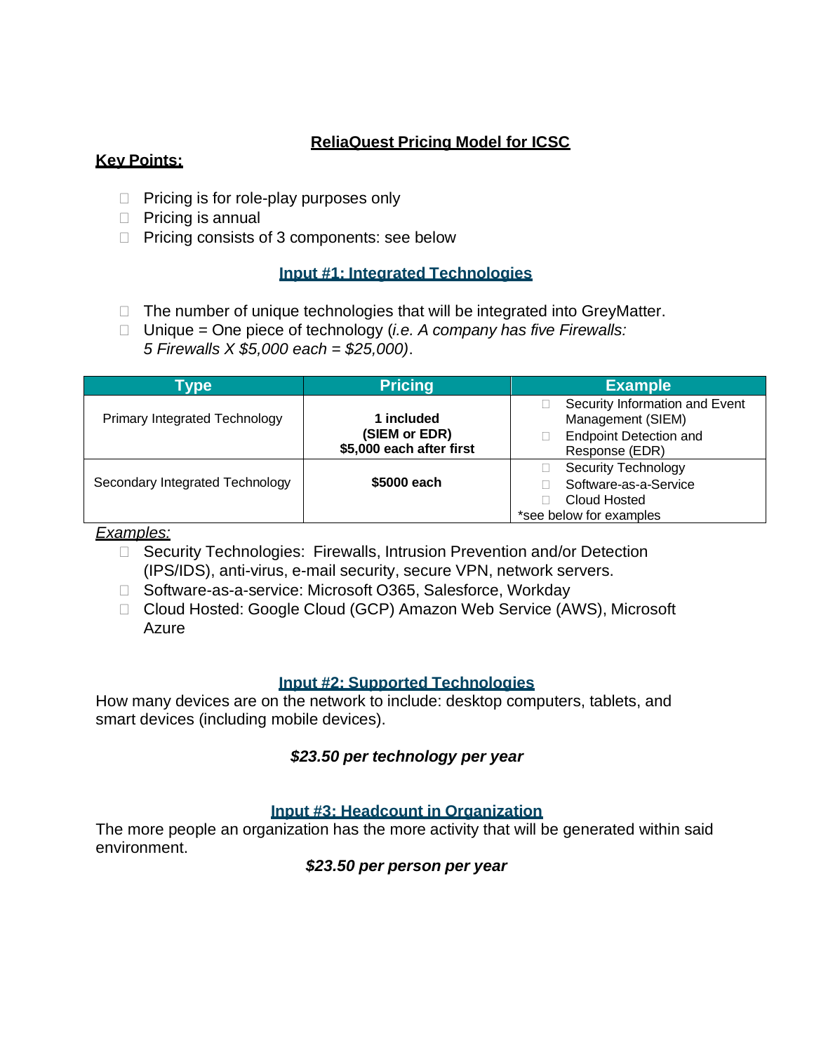# ReliaQuest Pricing Model for ICSC

**Key Points:**

- Pricing is for role-play purposes only
- Pricing is annual
- Pricing consists of 3 components: see below

## Input #1: Integrated Technologies

- The number of unique technologies that will be integrated into GreyMatter.
- Unique = One piece of technology (*i.e. A company has five Firewalls: 5 Firewalls X $5,000 each = $25,000)*.

| Type | Pricing | Example |
|---|---|---|
| Primary Integrated Technology | **1 included (SIEM or EDR) $5,000 each after first** | - Security Information and Event Management (SIEM)<br>- Endpoint Detection and Response (EDR) |
| Secondary Integrated Technology | **$5000 each** | - Security Technology<br>- Software-as-a-Service<br>- Cloud Hosted<br>*see below for examples |

*Examples:*

- Security Technologies: Firewalls, Intrusion Prevention and/or Detection (IPS/IDS), anti-virus, e-mail security, secure VPN, network servers.
- Software-as-a-service: Microsoft O365, Salesforce, Workday
- Cloud Hosted: Google Cloud (GCP) Amazon Web Service (AWS), Microsoft Azure

## Input #2: Supported Technologies

How many devices are on the network to include: desktop computers, tablets, and smart devices (including mobile devices).

***$23.50 per technology per year***

## Input #3: Headcount in Organization

The more people an organization has the more activity that will be generated within said environment.

***$23.50 per person per year***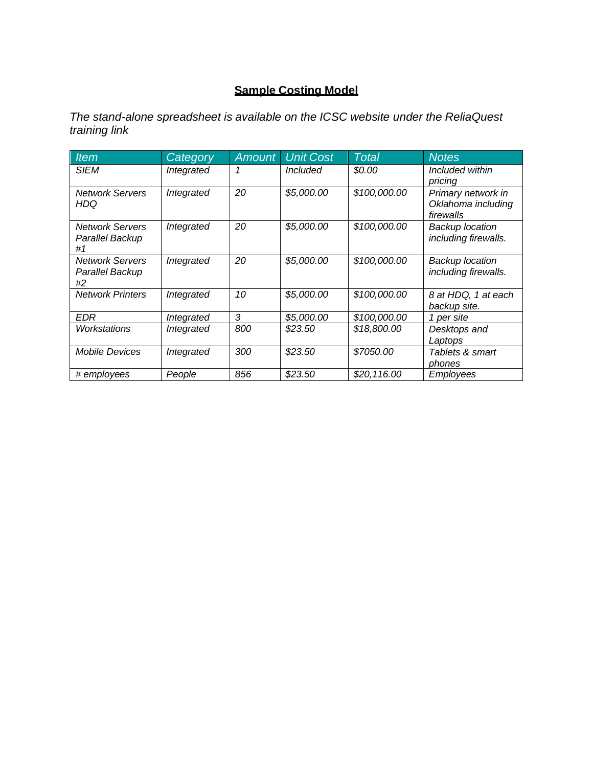## **Sample Costing Model**

*The stand-alone spreadsheet is available on the ICSC website under the ReliaQuest training link*

| Item | Category | Amount | Unit Cost | Total | Notes |
|---|---|---|---|---|---|
| *SIEM* | *Integrated* | *1* | *Included* | *$0.00* | *Included within pricing* |
| *Network Servers HDQ* | *Integrated* | *20* | *$5,000.00* | *$100,000.00* | *Primary network in Oklahoma including firewalls* |
| *Network Servers Parallel Backup #1* | *Integrated* | *20* | *$5,000.00* | *$100,000.00* | *Backup location including firewalls.* |
| *Network Servers Parallel Backup #2* | *Integrated* | *20* | *$5,000.00* | *$100,000.00* | *Backup location including firewalls.* |
| *Network Printers* | *Integrated* | *10* | *$5,000.00* | *$100,000.00* | *8 at HDQ, 1 at each backup site.* |
| *EDR* | *Integrated* | *3* | *$5,000.00* | *$100,000.00* | *1 per site* |
| *Workstations* | *Integrated* | *800* | *$23.50* | *$18,800.00* | *Desktops and Laptops* |
| *Mobile Devices* | *Integrated* | *300* | *$23.50* | *$7050.00* | *Tablets & smart phones* |
| *# employees* | *People* | *856* | *$23.50* | *$20,116.00* | *Employees* |